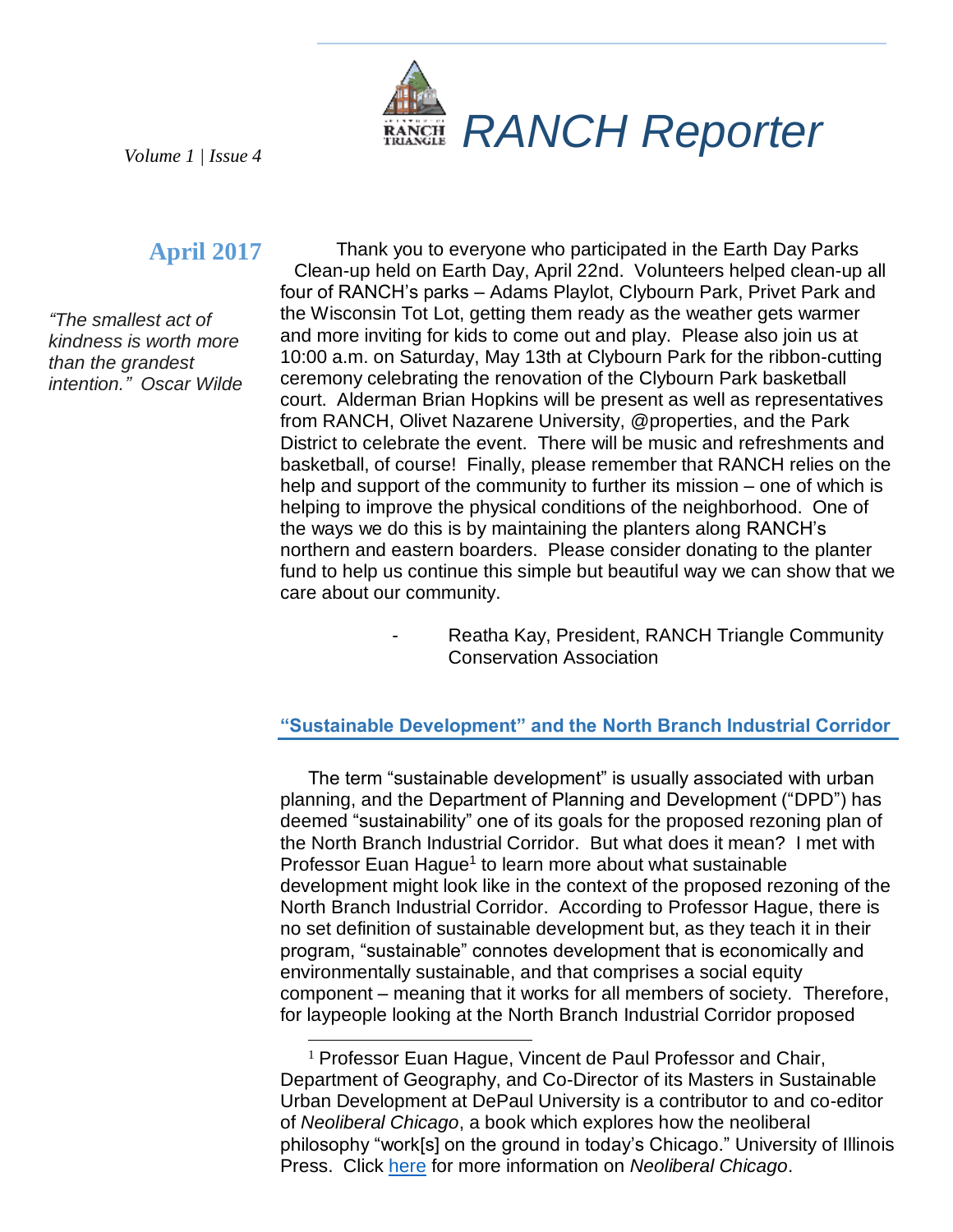# RANCH Reporter

*Volume 1 | Issue 4*

## April 2017

*"The smallest act of kindness is worth more than the grandest intention." Oscar Wilde*

Thank you to everyone who participated in the Earth Day Parks Clean-up held on Earth Day, April 22nd. Volunteers helped clean-up all four of RANCH's parks – Adams Playlot, Clybourn Park, Privet Park and the Wisconsin Tot Lot, getting them ready as the weather gets warmer and more inviting for kids to come out and play. Please also join us at 10:00 a.m. on Saturday, May 13th at Clybourn Park for the ribbon-cutting ceremony celebrating the renovation of the Clybourn Park basketball court. Alderman Brian Hopkins will be present as well as representatives from RANCH, Olivet Nazarene University, @properties, and the Park District to celebrate the event. There will be music and refreshments and basketball, of course! Finally, please remember that RANCH relies on the help and support of the community to further its mission – one of which is helping to improve the physical conditions of the neighborhood. One of the ways we do this is by maintaining the planters along RANCH's northern and eastern boarders. Please consider donating to the planter fund to help us continue this simple but beautiful way we can show that we care about our community.

- Reatha Kay, President, RANCH Triangle Community Conservation Association

### "Sustainable Development" and the North Branch Industrial Corridor

The term "sustainable development" is usually associated with urban planning, and the Department of Planning and Development ("DPD") has deemed "sustainability" one of its goals for the proposed rezoning plan of the North Branch Industrial Corridor. But what does it mean? I met with Professor Euan Hague[1] to learn more about what sustainable development might look like in the context of the proposed rezoning of the North Branch Industrial Corridor. According to Professor Hague, there is no set definition of sustainable development but, as they teach it in their program, "sustainable" connotes development that is economically and environmentally sustainable, and that comprises a social equity component – meaning that it works for all members of society. Therefore, for laypeople looking at the North Branch Industrial Corridor proposed

---

[1] Professor Euan Hague, Vincent de Paul Professor and Chair, Department of Geography, and Co-Director of its Masters in Sustainable Urban Development at DePaul University is a contributor to and co-editor of *Neoliberal Chicago*, a book which explores how the neoliberal philosophy "work[s] on the ground in today's Chicago." University of Illinois Press. Click here for more information on *Neoliberal Chicago*.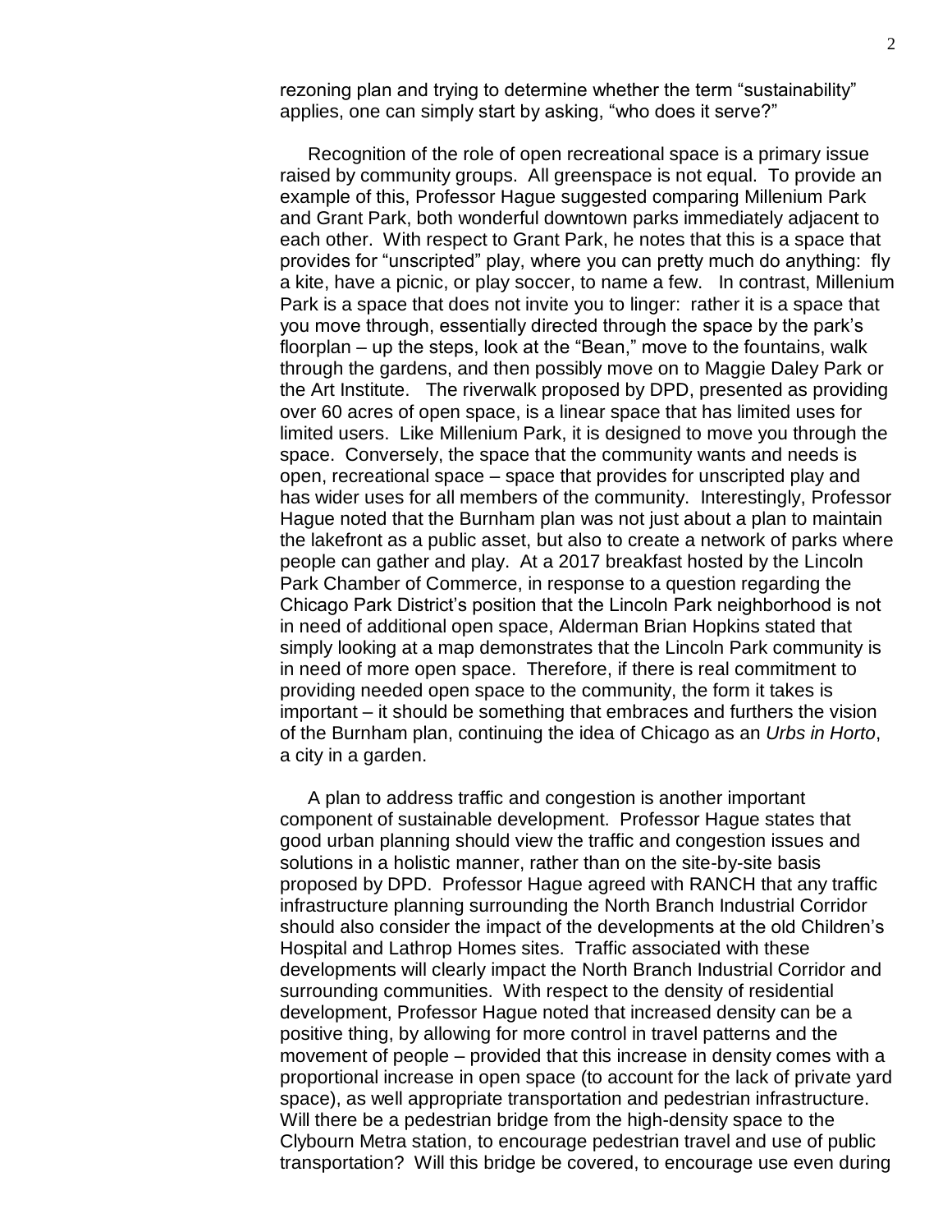rezoning plan and trying to determine whether the term "sustainability" applies, one can simply start by asking, "who does it serve?"

Recognition of the role of open recreational space is a primary issue raised by community groups. All greenspace is not equal. To provide an example of this, Professor Hague suggested comparing Millenium Park and Grant Park, both wonderful downtown parks immediately adjacent to each other. With respect to Grant Park, he notes that this is a space that provides for "unscripted" play, where you can pretty much do anything: fly a kite, have a picnic, or play soccer, to name a few. In contrast, Millenium Park is a space that does not invite you to linger: rather it is a space that you move through, essentially directed through the space by the park's floorplan – up the steps, look at the "Bean," move to the fountains, walk through the gardens, and then possibly move on to Maggie Daley Park or the Art Institute. The riverwalk proposed by DPD, presented as providing over 60 acres of open space, is a linear space that has limited uses for limited users. Like Millenium Park, it is designed to move you through the space. Conversely, the space that the community wants and needs is open, recreational space – space that provides for unscripted play and has wider uses for all members of the community. Interestingly, Professor Hague noted that the Burnham plan was not just about a plan to maintain the lakefront as a public asset, but also to create a network of parks where people can gather and play. At a 2017 breakfast hosted by the Lincoln Park Chamber of Commerce, in response to a question regarding the Chicago Park District's position that the Lincoln Park neighborhood is not in need of additional open space, Alderman Brian Hopkins stated that simply looking at a map demonstrates that the Lincoln Park community is in need of more open space. Therefore, if there is real commitment to providing needed open space to the community, the form it takes is important – it should be something that embraces and furthers the vision of the Burnham plan, continuing the idea of Chicago as an *Urbs in Horto*, a city in a garden.

A plan to address traffic and congestion is another important component of sustainable development. Professor Hague states that good urban planning should view the traffic and congestion issues and solutions in a holistic manner, rather than on the site-by-site basis proposed by DPD. Professor Hague agreed with RANCH that any traffic infrastructure planning surrounding the North Branch Industrial Corridor should also consider the impact of the developments at the old Children's Hospital and Lathrop Homes sites. Traffic associated with these developments will clearly impact the North Branch Industrial Corridor and surrounding communities. With respect to the density of residential development, Professor Hague noted that increased density can be a positive thing, by allowing for more control in travel patterns and the movement of people – provided that this increase in density comes with a proportional increase in open space (to account for the lack of private yard space), as well appropriate transportation and pedestrian infrastructure. Will there be a pedestrian bridge from the high-density space to the Clybourn Metra station, to encourage pedestrian travel and use of public transportation? Will this bridge be covered, to encourage use even during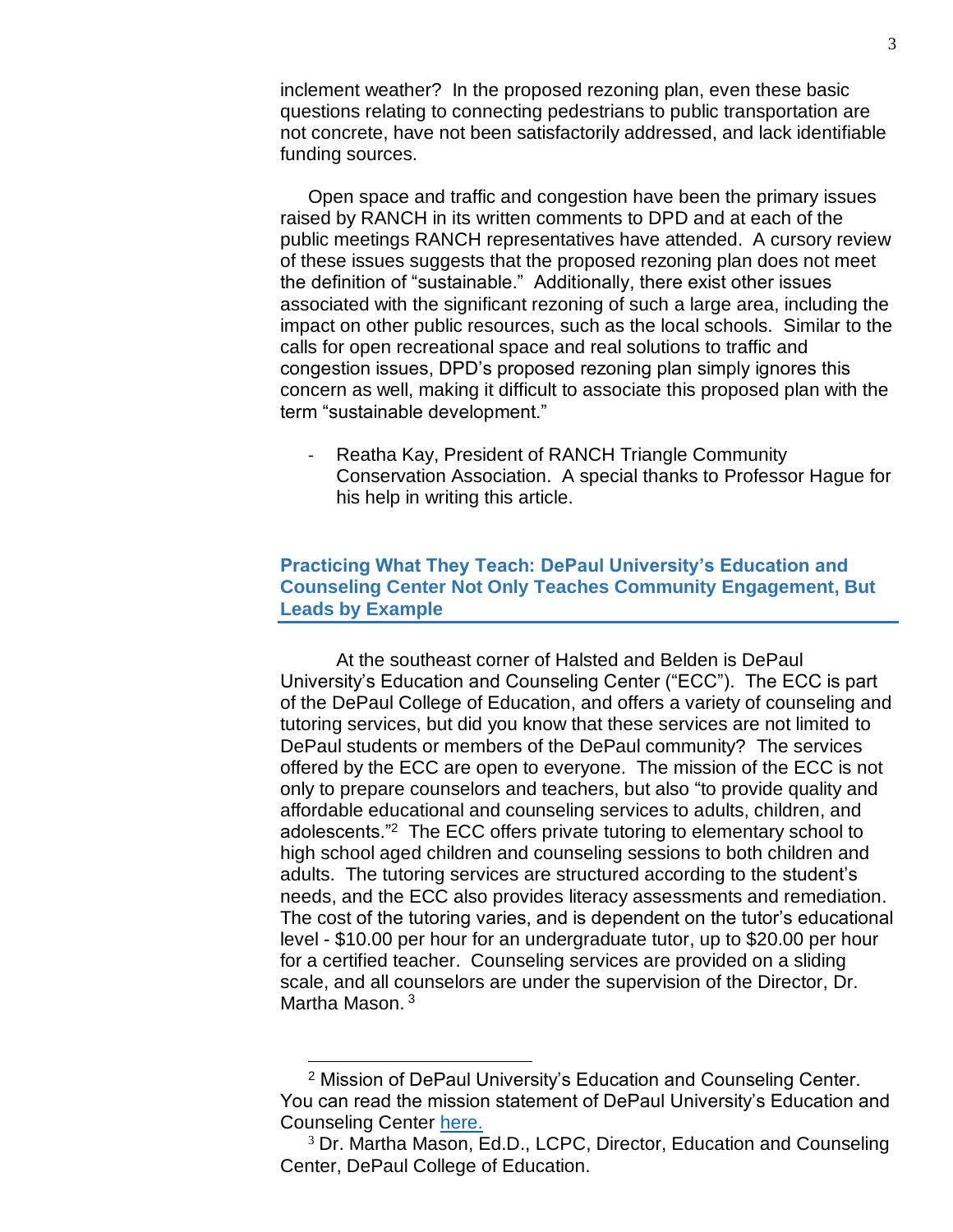inclement weather? In the proposed rezoning plan, even these basic questions relating to connecting pedestrians to public transportation are not concrete, have not been satisfactorily addressed, and lack identifiable funding sources.

Open space and traffic and congestion have been the primary issues raised by RANCH in its written comments to DPD and at each of the public meetings RANCH representatives have attended. A cursory review of these issues suggests that the proposed rezoning plan does not meet the definition of "sustainable." Additionally, there exist other issues associated with the significant rezoning of such a large area, including the impact on other public resources, such as the local schools. Similar to the calls for open recreational space and real solutions to traffic and congestion issues, DPD's proposed rezoning plan simply ignores this concern as well, making it difficult to associate this proposed plan with the term "sustainable development."

- Reatha Kay, President of RANCH Triangle Community Conservation Association. A special thanks to Professor Hague for his help in writing this article.

## Practicing What They Teach: DePaul University's Education and Counseling Center Not Only Teaches Community Engagement, But Leads by Example

At the southeast corner of Halsted and Belden is DePaul University's Education and Counseling Center ("ECC"). The ECC is part of the DePaul College of Education, and offers a variety of counseling and tutoring services, but did you know that these services are not limited to DePaul students or members of the DePaul community? The services offered by the ECC are open to everyone. The mission of the ECC is not only to prepare counselors and teachers, but also "to provide quality and affordable educational and counseling services to adults, children, and adolescents."[2] The ECC offers private tutoring to elementary school to high school aged children and counseling sessions to both children and adults. The tutoring services are structured according to the student's needs, and the ECC also provides literacy assessments and remediation. The cost of the tutoring varies, and is dependent on the tutor's educational level - $10.00 per hour for an undergraduate tutor, up to $20.00 per hour for a certified teacher. Counseling services are provided on a sliding scale, and all counselors are under the supervision of the Director, Dr. Martha Mason.[3]

---

[2] Mission of DePaul University's Education and Counseling Center. You can read the mission statement of DePaul University's Education and Counseling Center here.

[3] Dr. Martha Mason, Ed.D., LCPC, Director, Education and Counseling Center, DePaul College of Education.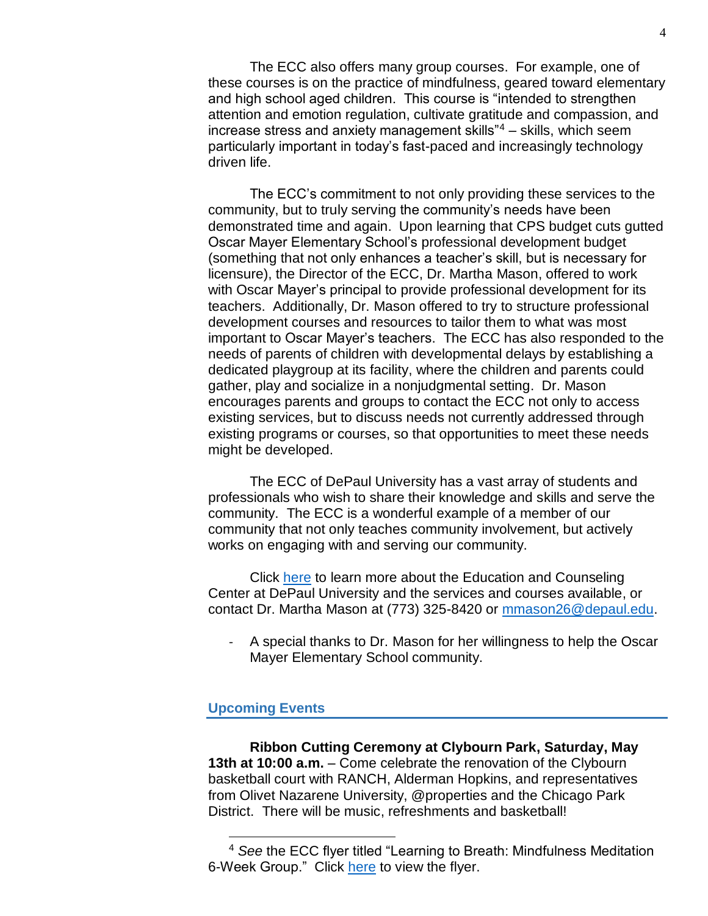The ECC also offers many group courses. For example, one of these courses is on the practice of mindfulness, geared toward elementary and high school aged children. This course is "intended to strengthen attention and emotion regulation, cultivate gratitude and compassion, and increase stress and anxiety management skills"[4] – skills, which seem particularly important in today's fast-paced and increasingly technology driven life.

The ECC's commitment to not only providing these services to the community, but to truly serving the community's needs have been demonstrated time and again. Upon learning that CPS budget cuts gutted Oscar Mayer Elementary School's professional development budget (something that not only enhances a teacher's skill, but is necessary for licensure), the Director of the ECC, Dr. Martha Mason, offered to work with Oscar Mayer's principal to provide professional development for its teachers. Additionally, Dr. Mason offered to try to structure professional development courses and resources to tailor them to what was most important to Oscar Mayer's teachers. The ECC has also responded to the needs of parents of children with developmental delays by establishing a dedicated playgroup at its facility, where the children and parents could gather, play and socialize in a nonjudgmental setting. Dr. Mason encourages parents and groups to contact the ECC not only to access existing services, but to discuss needs not currently addressed through existing programs or courses, so that opportunities to meet these needs might be developed.

The ECC of DePaul University has a vast array of students and professionals who wish to share their knowledge and skills and serve the community. The ECC is a wonderful example of a member of our community that not only teaches community involvement, but actively works on engaging with and serving our community.

Click here to learn more about the Education and Counseling Center at DePaul University and the services and courses available, or contact Dr. Martha Mason at (773) 325-8420 or mmason26@depaul.edu.

- A special thanks to Dr. Mason for her willingness to help the Oscar Mayer Elementary School community.

## Upcoming Events

**Ribbon Cutting Ceremony at Clybourn Park, Saturday, May 13th at 10:00 a.m.** – Come celebrate the renovation of the Clybourn basketball court with RANCH, Alderman Hopkins, and representatives from Olivet Nazarene University, @properties and the Chicago Park District. There will be music, refreshments and basketball!

---

[4] *See* the ECC flyer titled "Learning to Breath: Mindfulness Meditation 6-Week Group." Click here to view the flyer.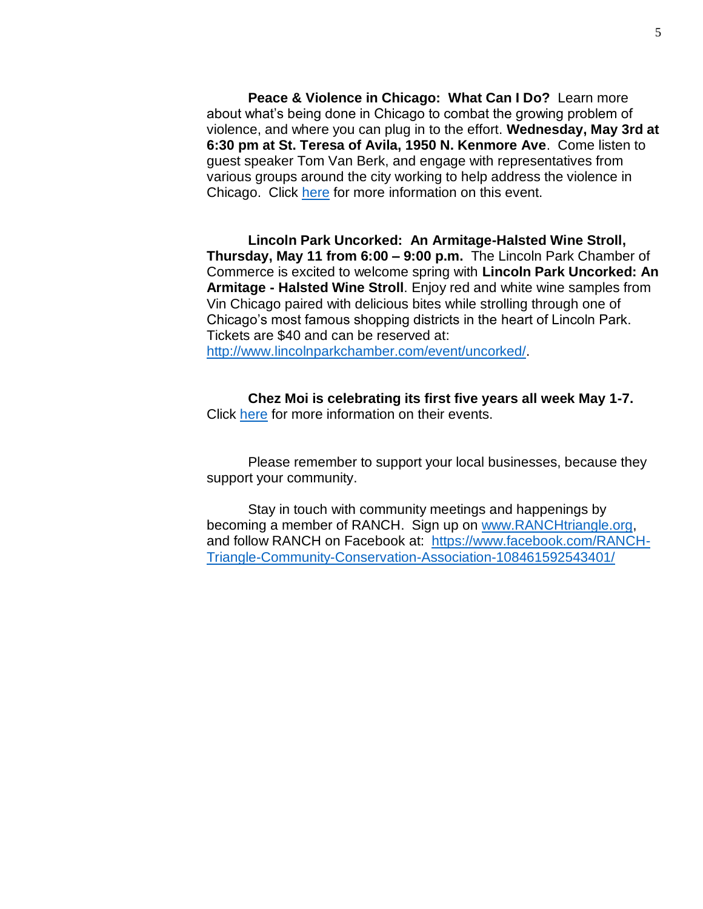**Peace & Violence in Chicago: What Can I Do?** Learn more about what's being done in Chicago to combat the growing problem of violence, and where you can plug in to the effort. **Wednesday, May 3rd at 6:30 pm at St. Teresa of Avila, 1950 N. Kenmore Ave**. Come listen to guest speaker Tom Van Berk, and engage with representatives from various groups around the city working to help address the violence in Chicago. Click here for more information on this event.

**Lincoln Park Uncorked: An Armitage-Halsted Wine Stroll, Thursday, May 11 from 6:00 – 9:00 p.m.** The Lincoln Park Chamber of Commerce is excited to welcome spring with **Lincoln Park Uncorked: An Armitage - Halsted Wine Stroll**. Enjoy red and white wine samples from Vin Chicago paired with delicious bites while strolling through one of Chicago's most famous shopping districts in the heart of Lincoln Park. Tickets are $40 and can be reserved at: http://www.lincolnparkchamber.com/event/uncorked/.

**Chez Moi is celebrating its first five years all week May 1-7.** Click here for more information on their events.

Please remember to support your local businesses, because they support your community.

Stay in touch with community meetings and happenings by becoming a member of RANCH. Sign up on www.RANCHtriangle.org, and follow RANCH on Facebook at: https://www.facebook.com/RANCH-Triangle-Community-Conservation-Association-108461592543401/